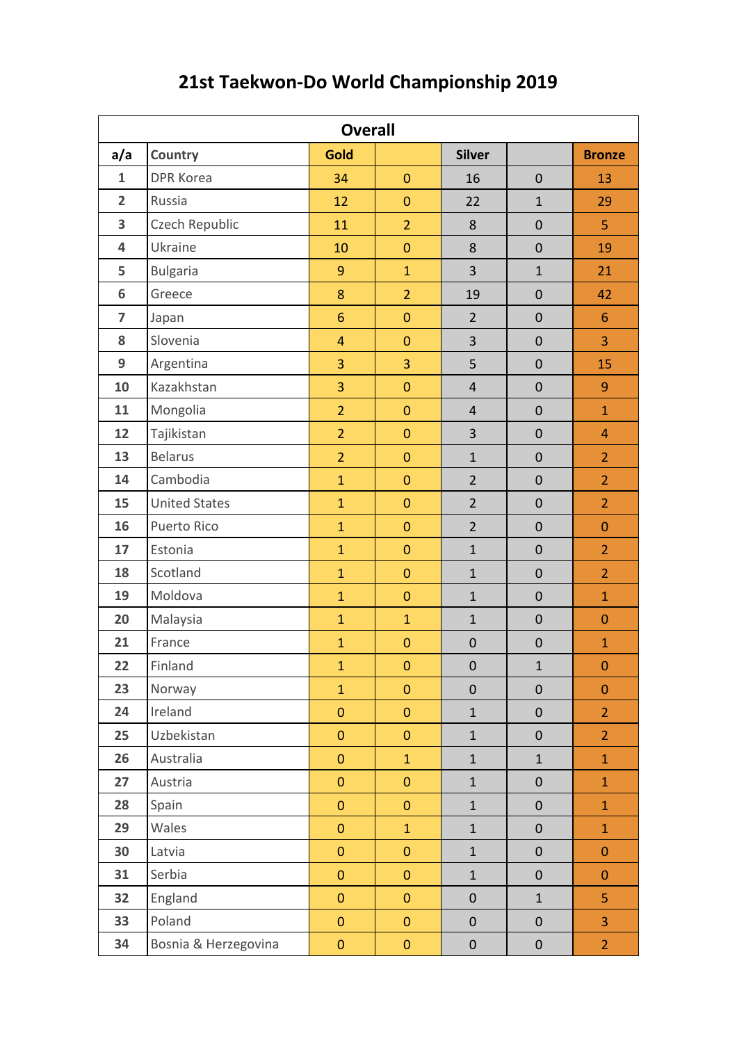# 21st Taekwon-Do World Championship 2019

| Overall | | | | | | |
|---|---|---|---|---|---|---|
| a/a | Country | Gold | | Silver | | Bronze |
| 1 | DPR Korea | 34 | 0 | 16 | 0 | 13 |
| 2 | Russia | 12 | 0 | 22 | 1 | 29 |
| 3 | Czech Republic | 11 | 2 | 8 | 0 | 5 |
| 4 | Ukraine | 10 | 0 | 8 | 0 | 19 |
| 5 | Bulgaria | 9 | 1 | 3 | 1 | 21 |
| 6 | Greece | 8 | 2 | 19 | 0 | 42 |
| 7 | Japan | 6 | 0 | 2 | 0 | 6 |
| 8 | Slovenia | 4 | 0 | 3 | 0 | 3 |
| 9 | Argentina | 3 | 3 | 5 | 0 | 15 |
| 10 | Kazakhstan | 3 | 0 | 4 | 0 | 9 |
| 11 | Mongolia | 2 | 0 | 4 | 0 | 1 |
| 12 | Tajikistan | 2 | 0 | 3 | 0 | 4 |
| 13 | Belarus | 2 | 0 | 1 | 0 | 2 |
| 14 | Cambodia | 1 | 0 | 2 | 0 | 2 |
| 15 | United States | 1 | 0 | 2 | 0 | 2 |
| 16 | Puerto Rico | 1 | 0 | 2 | 0 | 0 |
| 17 | Estonia | 1 | 0 | 1 | 0 | 2 |
| 18 | Scotland | 1 | 0 | 1 | 0 | 2 |
| 19 | Moldova | 1 | 0 | 1 | 0 | 1 |
| 20 | Malaysia | 1 | 1 | 1 | 0 | 0 |
| 21 | France | 1 | 0 | 0 | 0 | 1 |
| 22 | Finland | 1 | 0 | 0 | 1 | 0 |
| 23 | Norway | 1 | 0 | 0 | 0 | 0 |
| 24 | Ireland | 0 | 0 | 1 | 0 | 2 |
| 25 | Uzbekistan | 0 | 0 | 1 | 0 | 2 |
| 26 | Australia | 0 | 1 | 1 | 1 | 1 |
| 27 | Austria | 0 | 0 | 1 | 0 | 1 |
| 28 | Spain | 0 | 0 | 1 | 0 | 1 |
| 29 | Wales | 0 | 1 | 1 | 0 | 1 |
| 30 | Latvia | 0 | 0 | 1 | 0 | 0 |
| 31 | Serbia | 0 | 0 | 1 | 0 | 0 |
| 32 | England | 0 | 0 | 0 | 1 | 5 |
| 33 | Poland | 0 | 0 | 0 | 0 | 3 |
| 34 | Bosnia & Herzegovina | 0 | 0 | 0 | 0 | 2 |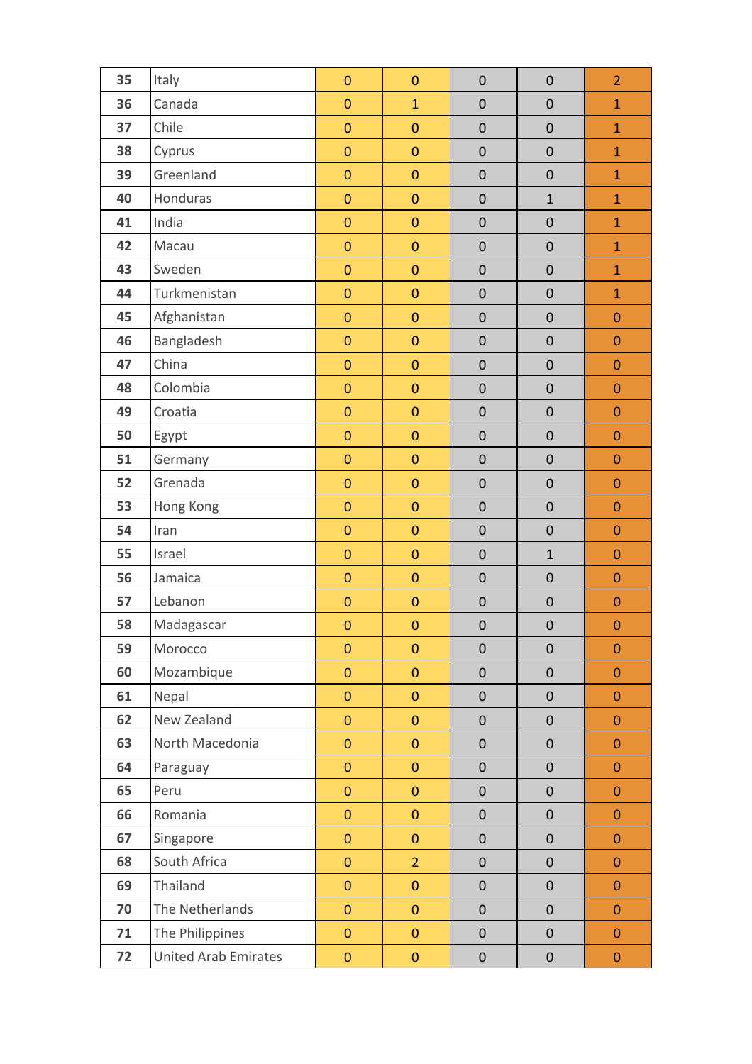| | | | | | | |
|---|---|---|---|---|---|---|
| 35 | Italy | 0 | 0 | 0 | 0 | 2 |
| 36 | Canada | 0 | 1 | 0 | 0 | 1 |
| 37 | Chile | 0 | 0 | 0 | 0 | 1 |
| 38 | Cyprus | 0 | 0 | 0 | 0 | 1 |
| 39 | Greenland | 0 | 0 | 0 | 0 | 1 |
| 40 | Honduras | 0 | 0 | 0 | 1 | 1 |
| 41 | India | 0 | 0 | 0 | 0 | 1 |
| 42 | Macau | 0 | 0 | 0 | 0 | 1 |
| 43 | Sweden | 0 | 0 | 0 | 0 | 1 |
| 44 | Turkmenistan | 0 | 0 | 0 | 0 | 1 |
| 45 | Afghanistan | 0 | 0 | 0 | 0 | 0 |
| 46 | Bangladesh | 0 | 0 | 0 | 0 | 0 |
| 47 | China | 0 | 0 | 0 | 0 | 0 |
| 48 | Colombia | 0 | 0 | 0 | 0 | 0 |
| 49 | Croatia | 0 | 0 | 0 | 0 | 0 |
| 50 | Egypt | 0 | 0 | 0 | 0 | 0 |
| 51 | Germany | 0 | 0 | 0 | 0 | 0 |
| 52 | Grenada | 0 | 0 | 0 | 0 | 0 |
| 53 | Hong Kong | 0 | 0 | 0 | 0 | 0 |
| 54 | Iran | 0 | 0 | 0 | 0 | 0 |
| 55 | Israel | 0 | 0 | 0 | 1 | 0 |
| 56 | Jamaica | 0 | 0 | 0 | 0 | 0 |
| 57 | Lebanon | 0 | 0 | 0 | 0 | 0 |
| 58 | Madagascar | 0 | 0 | 0 | 0 | 0 |
| 59 | Morocco | 0 | 0 | 0 | 0 | 0 |
| 60 | Mozambique | 0 | 0 | 0 | 0 | 0 |
| 61 | Nepal | 0 | 0 | 0 | 0 | 0 |
| 62 | New Zealand | 0 | 0 | 0 | 0 | 0 |
| 63 | North Macedonia | 0 | 0 | 0 | 0 | 0 |
| 64 | Paraguay | 0 | 0 | 0 | 0 | 0 |
| 65 | Peru | 0 | 0 | 0 | 0 | 0 |
| 66 | Romania | 0 | 0 | 0 | 0 | 0 |
| 67 | Singapore | 0 | 0 | 0 | 0 | 0 |
| 68 | South Africa | 0 | 2 | 0 | 0 | 0 |
| 69 | Thailand | 0 | 0 | 0 | 0 | 0 |
| 70 | The Netherlands | 0 | 0 | 0 | 0 | 0 |
| 71 | The Philippines | 0 | 0 | 0 | 0 | 0 |
| 72 | United Arab Emirates | 0 | 0 | 0 | 0 | 0 |